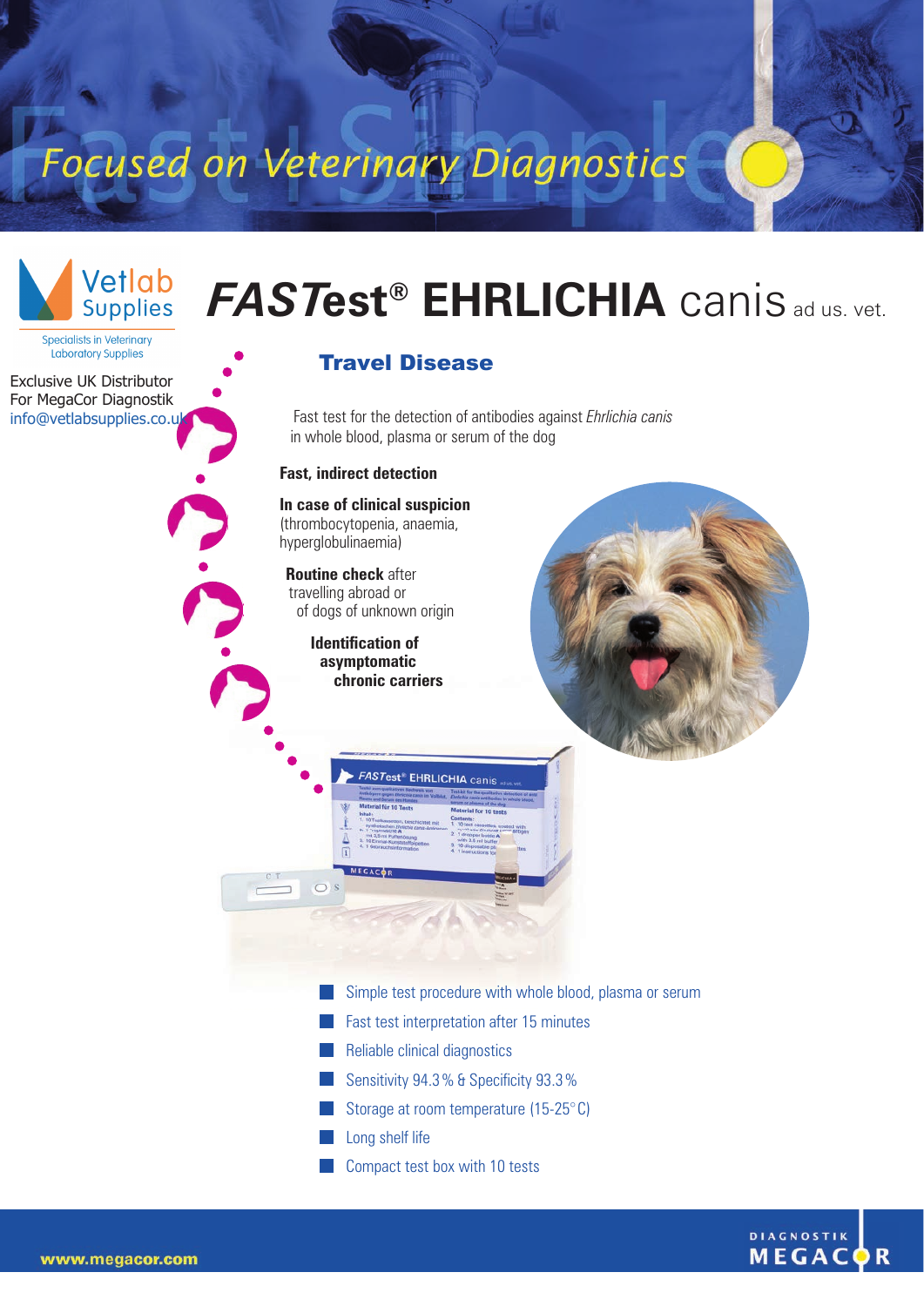Focused on Veterinary Diagnostics

Vetlab Supplies

Specialists in Veterinary Laboratory Supplies

Exclusive UK Distributor
For MegaCor Diagnostik
info@vetlabsupplies.co.uk

# *FASTest*® EHRLICHIA canis ad us. vet.

## Travel Disease

Fast test for the detection of antibodies against *Ehrlichia canis* in whole blood, plasma or serum of the dog

**Fast, indirect detection**

**In case of clinical suspicion** (thrombocytopenia, anaemia, hyperglobulinaemia)

**Routine check** after travelling abroad or of dogs of unknown origin

**Identification of asymptomatic chronic carriers**

- Simple test procedure with whole blood, plasma or serum
- Fast test interpretation after 15 minutes
- Reliable clinical diagnostics
- Sensitivity 94.3 % & Specificity 93.3 %
- Storage at room temperature (15-25° C)
- Long shelf life
- Compact test box with 10 tests

www.megacor.com

DIAGNOSTIK MEGACOR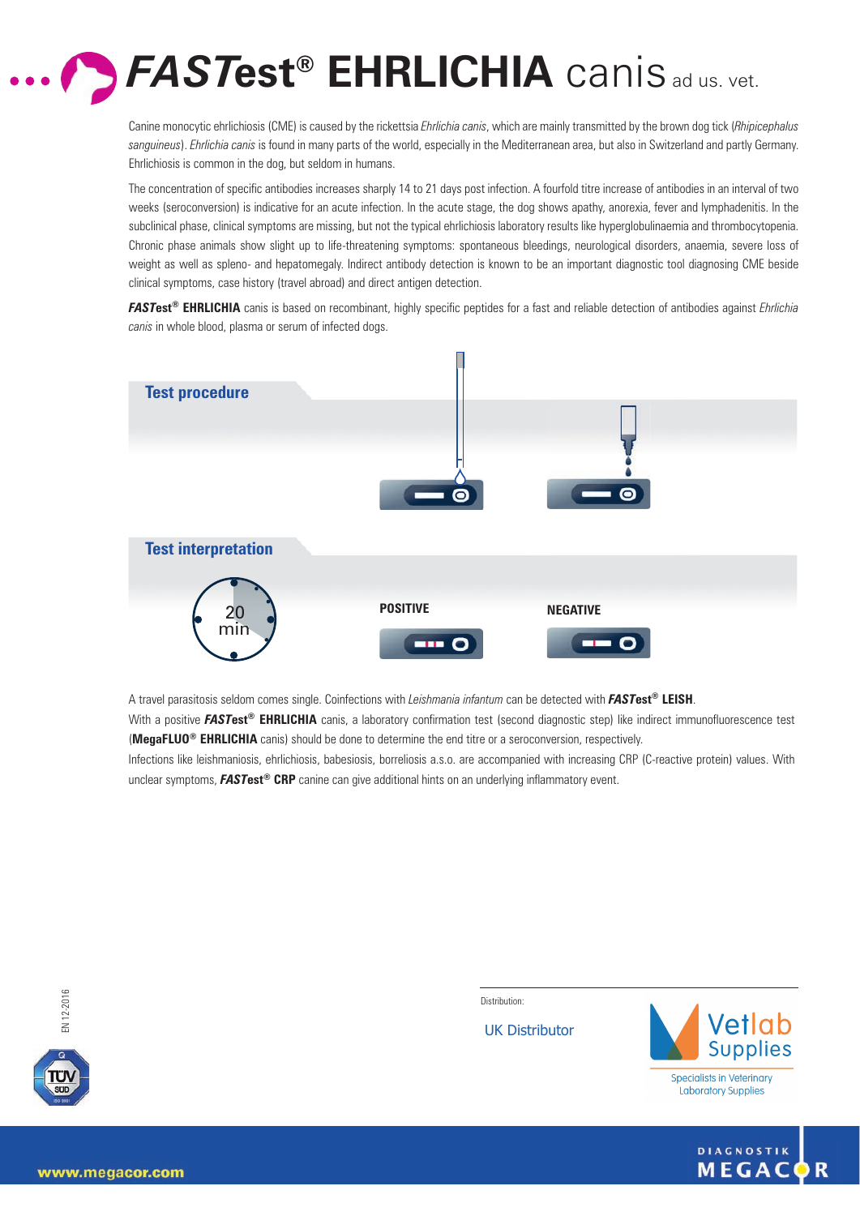# *FASTest*® EHRLICHIA canis ad us. vet.

Canine monocytic ehrlichiosis (CME) is caused by the rickettsia *Ehrlichia canis*, which are mainly transmitted by the brown dog tick (*Rhipicephalus sanguineus*). *Ehrlichia canis* is found in many parts of the world, especially in the Mediterranean area, but also in Switzerland and partly Germany. Ehrlichiosis is common in the dog, but seldom in humans.

The concentration of specific antibodies increases sharply 14 to 21 days post infection. A fourfold titre increase of antibodies in an interval of two weeks (seroconversion) is indicative for an acute infection. In the acute stage, the dog shows apathy, anorexia, fever and lymphadenitis. In the subclinical phase, clinical symptoms are missing, but not the typical ehrlichiosis laboratory results like hyperglobulinaemia and thrombocytopenia. Chronic phase animals show slight up to life-threatening symptoms: spontaneous bleedings, neurological disorders, anaemia, severe loss of weight as well as spleno- and hepatomegaly. Indirect antibody detection is known to be an important diagnostic tool diagnosing CME beside clinical symptoms, case history (travel abroad) and direct antigen detection.

***FASTest*® EHRLICHIA** canis is based on recombinant, highly specific peptides for a fast and reliable detection of antibodies against *Ehrlichia canis* in whole blood, plasma or serum of infected dogs.

## Test procedure

## Test interpretation

20 min

POSITIVE

NEGATIVE

A travel parasitosis seldom comes single. Coinfections with *Leishmania infantum* can be detected with ***FASTest*® LEISH**.

With a positive ***FASTest*® EHRLICHIA** canis, a laboratory confirmation test (second diagnostic step) like indirect immunofluorescence test (**MegaFLUO® EHRLICHIA** canis) should be done to determine the end titre or a seroconversion, respectively.

Infections like leishmaniosis, ehrlichiosis, babesiosis, borreliosis a.s.o. are accompanied with increasing CRP (C-reactive protein) values. With unclear symptoms, ***FASTest*® CRP** canine can give additional hints on an underlying inflammatory event.

EN 12-2016

Distribution:

UK Distributor

Vetlab Supplies
Specialists in Veterinary Laboratory Supplies

www.megacor.com

DIAGNOSTIK MEGACOR